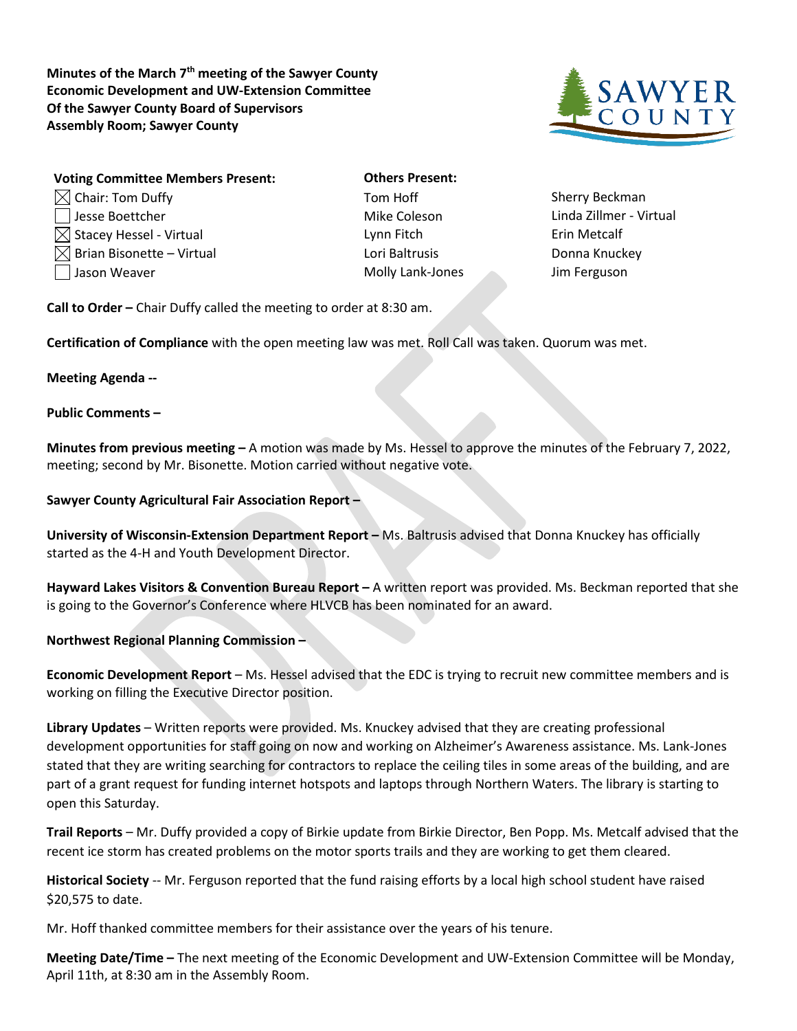**Minutes of the March 7th meeting of the Sawyer County Economic Development and UW-Extension Committee Of the Sawyer County Board of Supervisors Assembly Room; Sawyer County**

| Voting Committee Members Present: | Others Present: | |
|---|---|---|
| ☒ Chair: Tom Duffy | Tom Hoff | Sherry Beckman |
| ☐ Jesse Boettcher | Mike Coleson | Linda Zillmer - Virtual |
| ☒ Stacey Hessel - Virtual | Lynn Fitch | Erin Metcalf |
| ☒ Brian Bisonette – Virtual | Lori Baltrusis | Donna Knuckey |
| ☐ Jason Weaver | Molly Lank-Jones | Jim Ferguson |

**Call to Order –** Chair Duffy called the meeting to order at 8:30 am.

**Certification of Compliance** with the open meeting law was met. Roll Call was taken. Quorum was met.

**Meeting Agenda --**

**Public Comments –**

**Minutes from previous meeting –** A motion was made by Ms. Hessel to approve the minutes of the February 7, 2022, meeting; second by Mr. Bisonette. Motion carried without negative vote.

**Sawyer County Agricultural Fair Association Report –**

**University of Wisconsin-Extension Department Report –** Ms. Baltrusis advised that Donna Knuckey has officially started as the 4-H and Youth Development Director.

**Hayward Lakes Visitors & Convention Bureau Report –** A written report was provided. Ms. Beckman reported that she is going to the Governor's Conference where HLVCB has been nominated for an award.

**Northwest Regional Planning Commission –**

**Economic Development Report** – Ms. Hessel advised that the EDC is trying to recruit new committee members and is working on filling the Executive Director position.

**Library Updates** – Written reports were provided. Ms. Knuckey advised that they are creating professional development opportunities for staff going on now and working on Alzheimer's Awareness assistance. Ms. Lank-Jones stated that they are writing searching for contractors to replace the ceiling tiles in some areas of the building, and are part of a grant request for funding internet hotspots and laptops through Northern Waters. The library is starting to open this Saturday.

**Trail Reports** – Mr. Duffy provided a copy of Birkie update from Birkie Director, Ben Popp. Ms. Metcalf advised that the recent ice storm has created problems on the motor sports trails and they are working to get them cleared.

**Historical Society** -- Mr. Ferguson reported that the fund raising efforts by a local high school student have raised $20,575 to date.

Mr. Hoff thanked committee members for their assistance over the years of his tenure.

**Meeting Date/Time –** The next meeting of the Economic Development and UW-Extension Committee will be Monday, April 11th, at 8:30 am in the Assembly Room.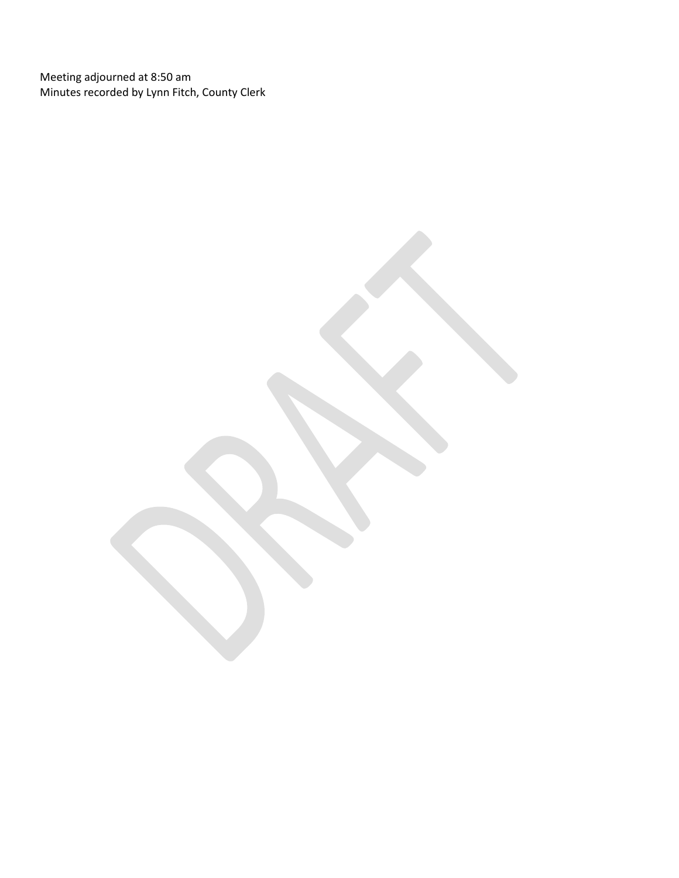Meeting adjourned at 8:50 am
Minutes recorded by Lynn Fitch, County Clerk